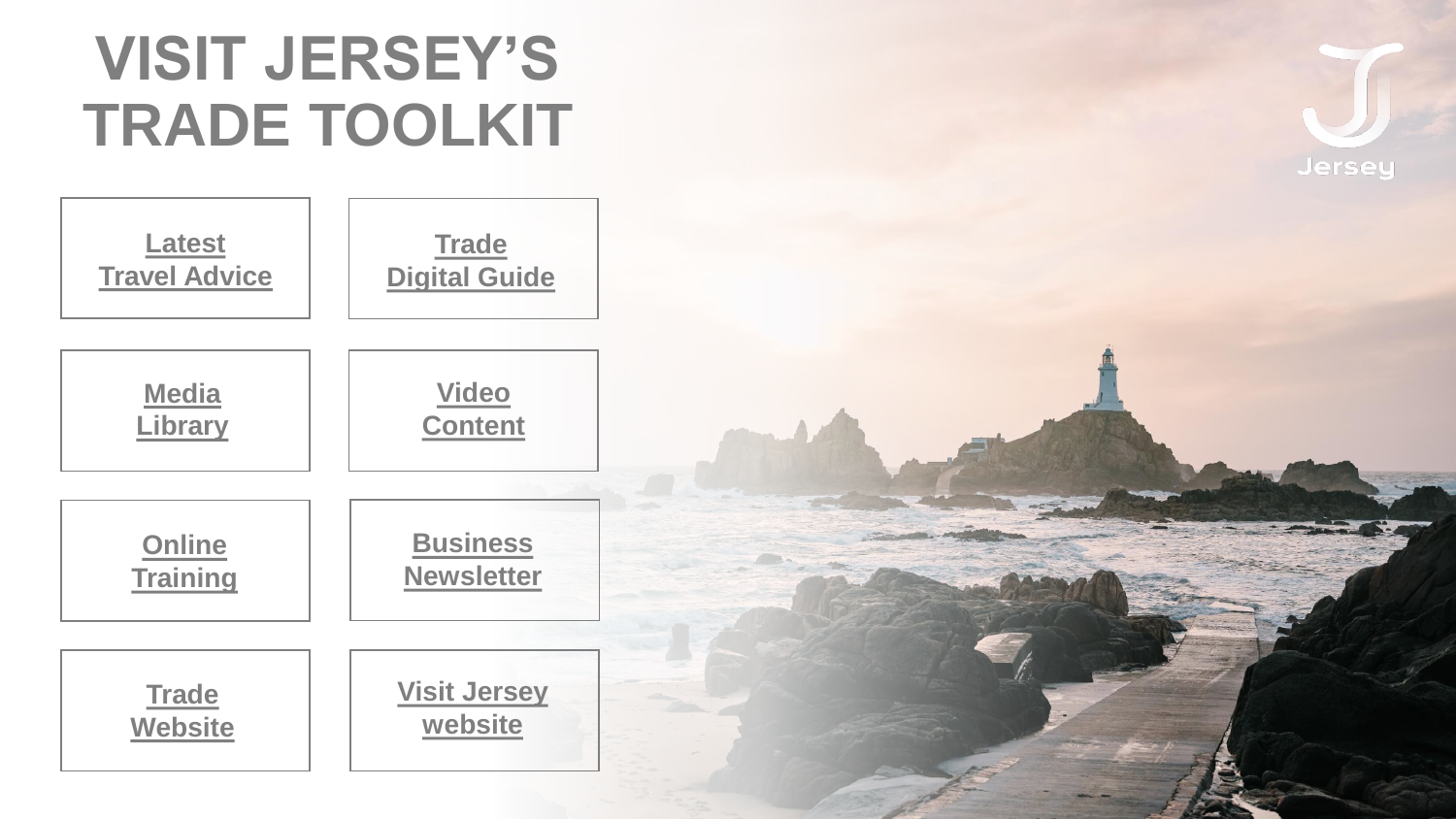# VISIT JERSEY'S TRADE TOOLKIT

- **Latest Travel Advice**
- **Trade Digital Guide**
- **Media Library**
- **Video Content**
- **Online Training**
- **Business Newsletter**
- **Trade Website**
- **Visit Jersey website**

Jersey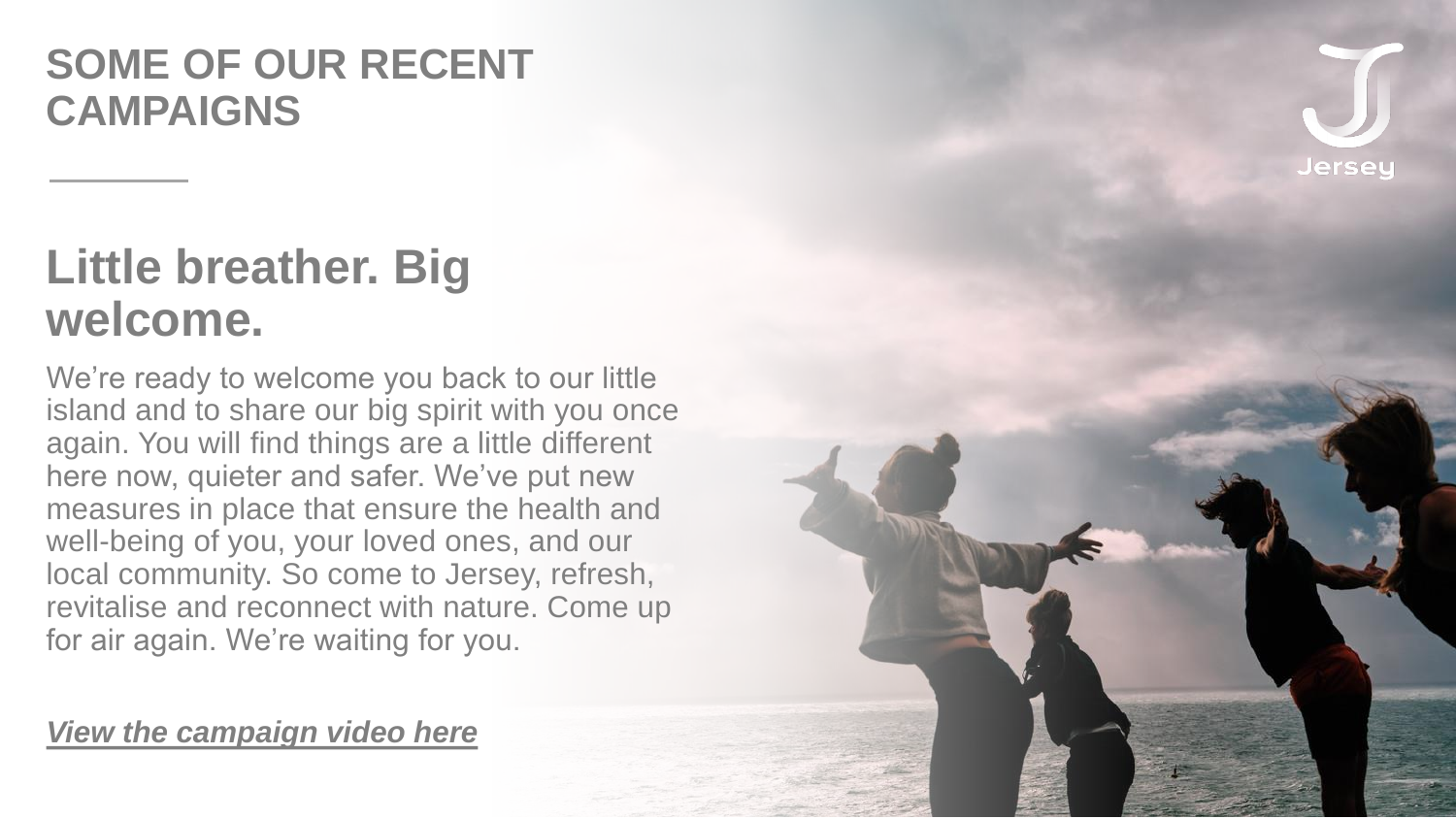# SOME OF OUR RECENT CAMPAIGNS

## Little breather. Big welcome.

We're ready to welcome you back to our little island and to share our big spirit with you once again. You will find things are a little different here now, quieter and safer. We've put new measures in place that ensure the health and well-being of you, your loved ones, and our local community. So come to Jersey, refresh, revitalise and reconnect with nature. Come up for air again. We're waiting for you.

***View the campaign video here***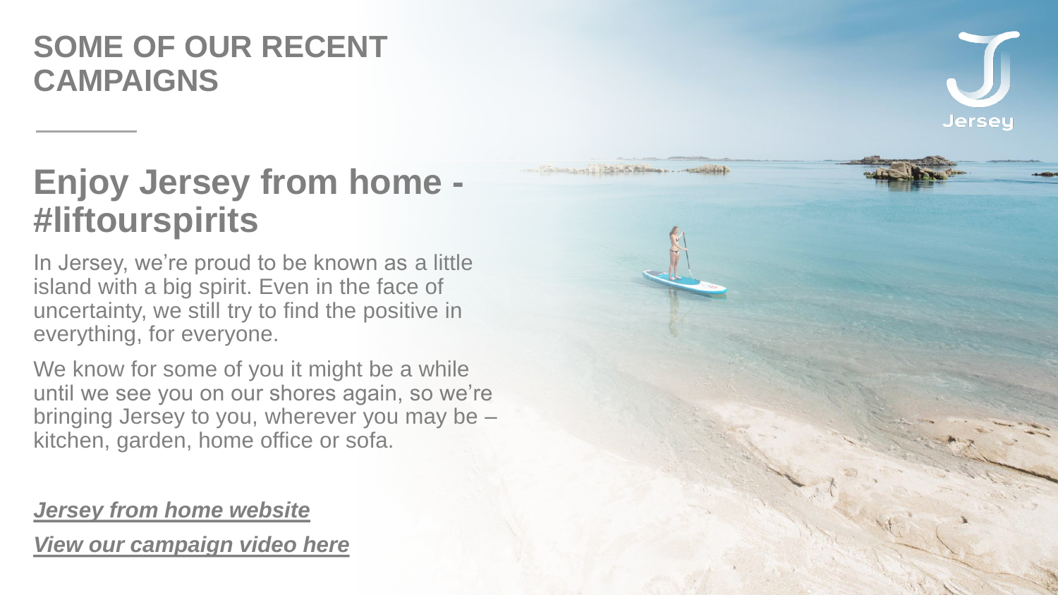## SOME OF OUR RECENT CAMPAIGNS

## Enjoy Jersey from home - #liftourspirits

In Jersey, we're proud to be known as a little island with a big spirit. Even in the face of uncertainty, we still try to find the positive in everything, for everyone.

We know for some of you it might be a while until we see you on our shores again, so we're bringing Jersey to you, wherever you may be – kitchen, garden, home office or sofa.

***Jersey from home website***

***View our campaign video here***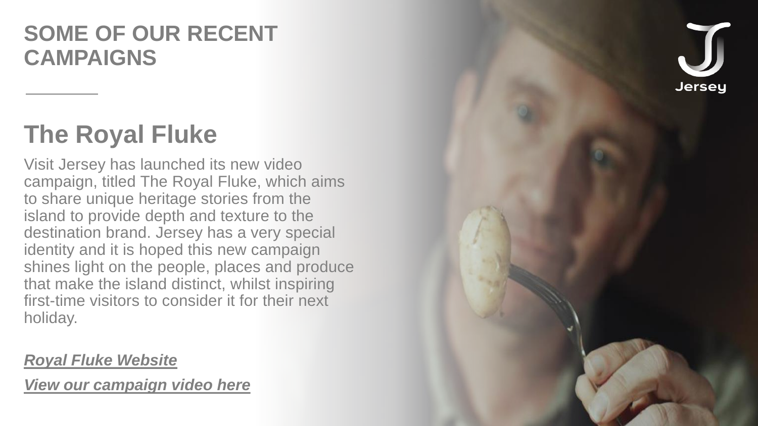# SOME OF OUR RECENT CAMPAIGNS

## The Royal Fluke

Visit Jersey has launched its new video campaign, titled The Royal Fluke, which aims to share unique heritage stories from the island to provide depth and texture to the destination brand. Jersey has a very special identity and it is hoped this new campaign shines light on the people, places and produce that make the island distinct, whilst inspiring first-time visitors to consider it for their next holiday.

***Royal Fluke Website***

***View our campaign video here***